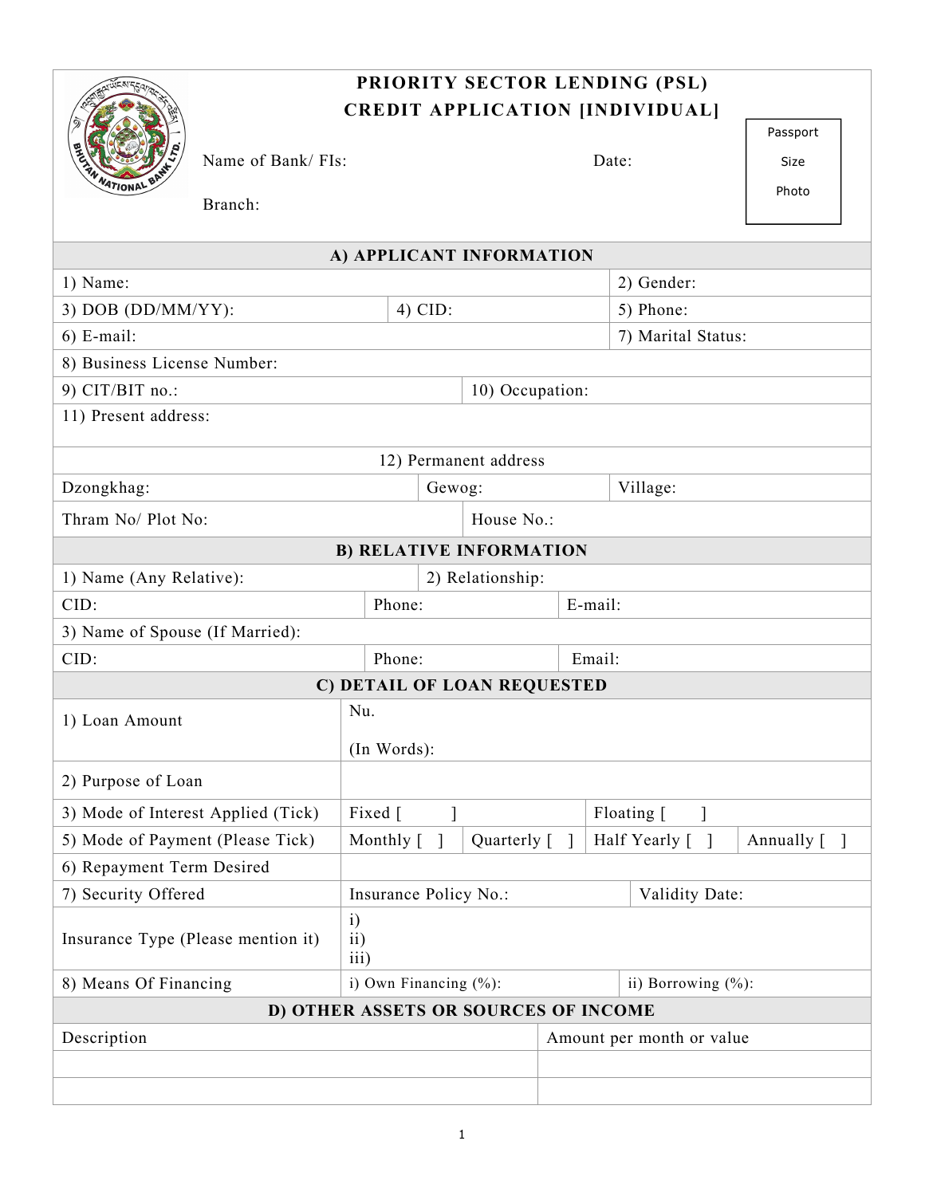# PRIORITY SECTOR LENDING (PSL)
# CREDIT APPLICATION [INDIVIDUAL]

Name of Bank/ FIs: Date:

Branch:

Passport Size Photo

| A) APPLICANT INFORMATION | | | | |
|---|---|---|---|---|
| 1) Name: | | | | 2) Gender: |
| 3) DOB (DD/MM/YY): | 4) CID: | | | 5) Phone: |
| 6) E-mail: | | | | 7) Marital Status: |
| 8) Business License Number: | | | | |
| 9) CIT/BIT no.: | | 10) Occupation: | | |
| 11) Present address: | | | | |
| 12) Permanent address | | | | |
| Dzongkhag: | | Gewog: | | Village: |
| Thram No/ Plot No: | | House No.: | | |

| B) RELATIVE INFORMATION | | |
|---|---|---|
| 1) Name (Any Relative): | 2) Relationship: | |
| CID: | Phone: | E-mail: |
| 3) Name of Spouse (If Married): | | |
| CID: | Phone: | Email: |

| C) DETAIL OF LOAN REQUESTED | | | | |
|---|---|---|---|---|
| 1) Loan Amount | Nu.<br>(In Words): | | | |
| 2) Purpose of Loan | | | | |
| 3) Mode of Interest Applied (Tick) | Fixed [ ] | | Floating [ ] | |
| 5) Mode of Payment (Please Tick) | Monthly [ ] | Quarterly [ ] | Half Yearly [ ] | Annually [ ] |
| 6) Repayment Term Desired | | | | |
| 7) Security Offered | Insurance Policy No.: | | Validity Date: | |
| Insurance Type (Please mention it) | i)<br>ii)<br>iii) | | | |
| 8) Means Of Financing | i) Own Financing (%): | | ii) Borrowing (%): | |

| D) OTHER ASSETS OR SOURCES OF INCOME | |
|---|---|
| Description | Amount per month or value |
| | |
| | |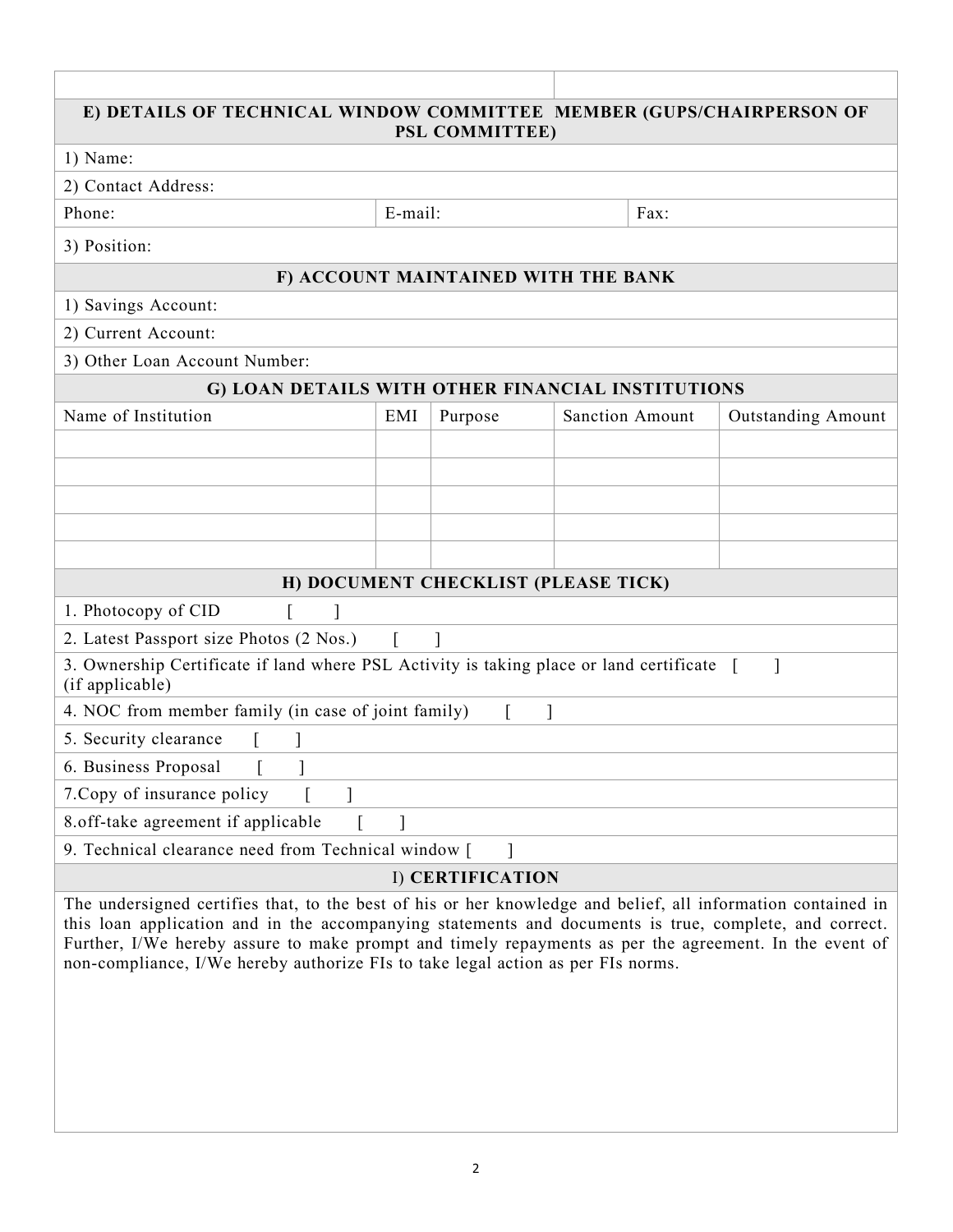| | |
|---|---|
| | |

### E) DETAILS OF TECHNICAL WINDOW COMMITTEE MEMBER (GUPS/CHAIRPERSON OF PSL COMMITTEE)

1) Name:

2) Contact Address:

| | | |
|---|---|---|
| Phone: | E-mail: | Fax: |

3) Position:

### F) ACCOUNT MAINTAINED WITH THE BANK

1) Savings Account:

2) Current Account:

3) Other Loan Account Number:

### G) LOAN DETAILS WITH OTHER FINANCIAL INSTITUTIONS

| Name of Institution | EMI | Purpose | Sanction Amount | Outstanding Amount |
|---|---|---|---|---|
| | | | | |
| | | | | |
| | | | | |
| | | | | |
| | | | | |

### H) DOCUMENT CHECKLIST (PLEASE TICK)

1. Photocopy of CID [ ]
2. Latest Passport size Photos (2 Nos.) [ ]
3. Ownership Certificate if land where PSL Activity is taking place or land certificate (if applicable) [ ]
4. NOC from member family (in case of joint family) [ ]
5. Security clearance [ ]
6. Business Proposal [ ]
7. Copy of insurance policy [ ]
8. off-take agreement if applicable [ ]
9. Technical clearance need from Technical window [ ]

### I) CERTIFICATION

The undersigned certifies that, to the best of his or her knowledge and belief, all information contained in this loan application and in the accompanying statements and documents is true, complete, and correct. Further, I/We hereby assure to make prompt and timely repayments as per the agreement. In the event of non-compliance, I/We hereby authorize FIs to take legal action as per FIs norms.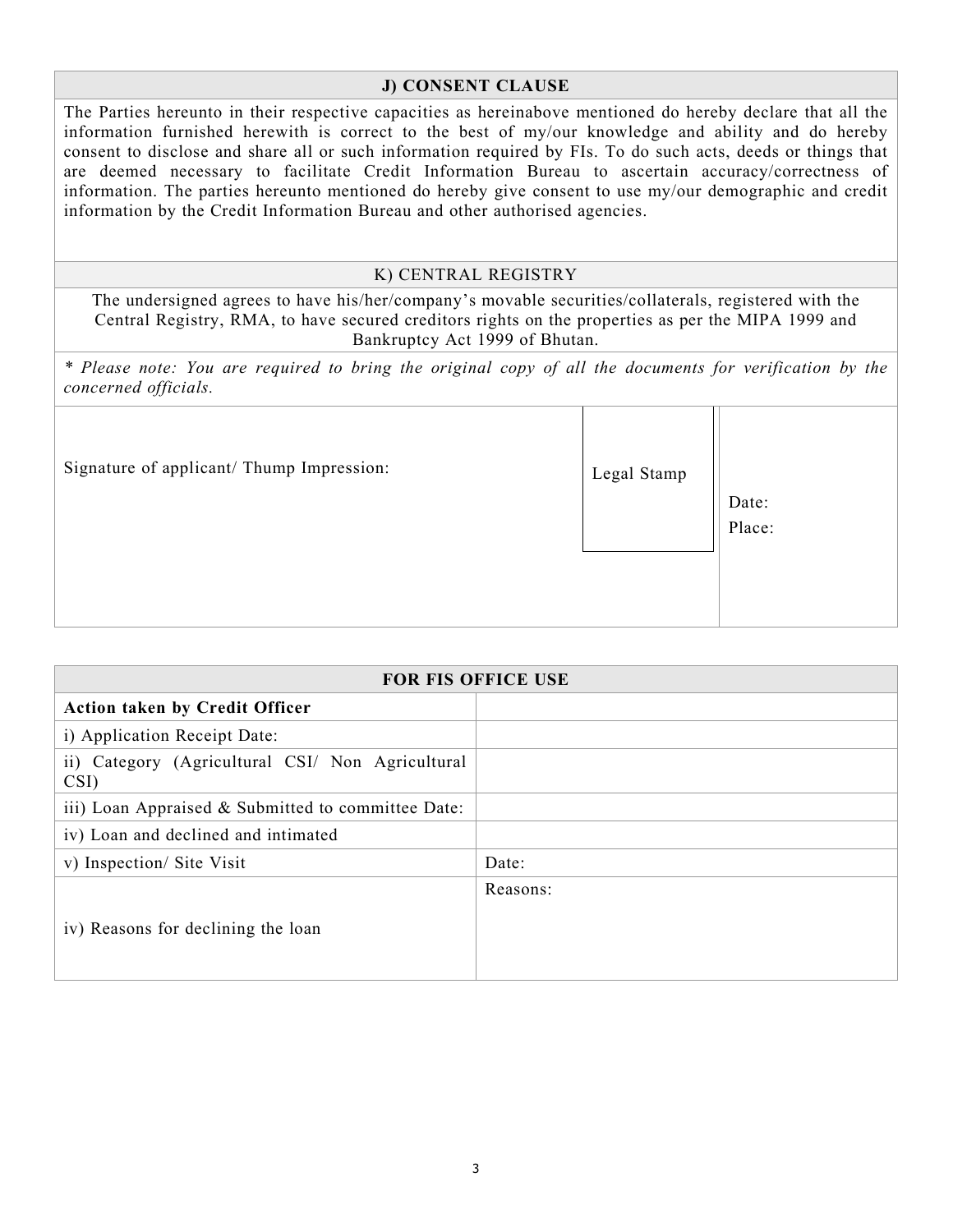### J) CONSENT CLAUSE

The Parties hereunto in their respective capacities as hereinabove mentioned do hereby declare that all the information furnished herewith is correct to the best of my/our knowledge and ability and do hereby consent to disclose and share all or such information required by FIs. To do such acts, deeds or things that are deemed necessary to facilitate Credit Information Bureau to ascertain accuracy/correctness of information. The parties hereunto mentioned do hereby give consent to use my/our demographic and credit information by the Credit Information Bureau and other authorised agencies.

### K) CENTRAL REGISTRY

The undersigned agrees to have his/her/company's movable securities/collaterals, registered with the Central Registry, RMA, to have secured creditors rights on the properties as per the MIPA 1999 and Bankruptcy Act 1999 of Bhutan.

*\* Please note: You are required to bring the original copy of all the documents for verification by the concerned officials.*

| | | |
|---|---|---|
| Signature of applicant/ Thump Impression: | Legal Stamp | Date:<br>Place: |

| FOR FIS OFFICE USE | |
|---|---|
| **Action taken by Credit Officer** | |
| i) Application Receipt Date: | |
| ii) Category (Agricultural CSI/ Non Agricultural CSI) | |
| iii) Loan Appraised & Submitted to committee Date: | |
| iv) Loan and declined and intimated | |
| v) Inspection/ Site Visit | Date: |
| iv) Reasons for declining the loan | Reasons: |